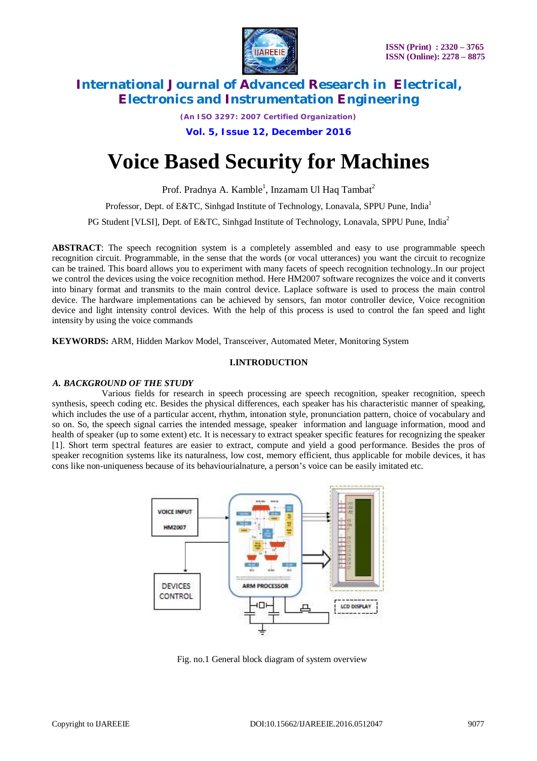# Voice Based Security for Machines

Prof. Pradnya A. Kamble[1], Inzamam Ul Haq Tambat[2]

Professor, Dept. of E&TC, Sinhgad Institute of Technology, Lonavala, SPPU Pune, India[1]

PG Student [VLSI], Dept. of E&TC, Sinhgad Institute of Technology, Lonavala, SPPU Pune, India[2]

**ABSTRACT**: The speech recognition system is a completely assembled and easy to use programmable speech recognition circuit. Programmable, in the sense that the words (or vocal utterances) you want the circuit to recognize can be trained. This board allows you to experiment with many facets of speech recognition technology..In our project we control the devices using the voice recognition method. Here HM2007 software recognizes the voice and it converts into binary format and transmits to the main control device. Laplace software is used to process the main control device. The hardware implementations can be achieved by sensors, fan motor controller device, Voice recognition device and light intensity control devices. With the help of this process is used to control the fan speed and light intensity by using the voice commands

**KEYWORDS:** ARM, Hidden Markov Model, Transceiver, Automated Meter, Monitoring System

## I.INTRODUCTION

### *A. BACKGROUND OF THE STUDY*

Various fields for research in speech processing are speech recognition, speaker recognition, speech synthesis, speech coding etc. Besides the physical differences, each speaker has his characteristic manner of speaking, which includes the use of a particular accent, rhythm, intonation style, pronunciation pattern, choice of vocabulary and so on. So, the speech signal carries the intended message, speaker information and language information, mood and health of speaker (up to some extent) etc. It is necessary to extract speaker specific features for recognizing the speaker [1]. Short term spectral features are easier to extract, compute and yield a good performance. Besides the pros of speaker recognition systems like its naturalness, low cost, memory efficient, thus applicable for mobile devices, it has cons like non-uniqueness because of its behaviourialnature, a person's voice can be easily imitated etc.

Fig. no.1 General block diagram of system overview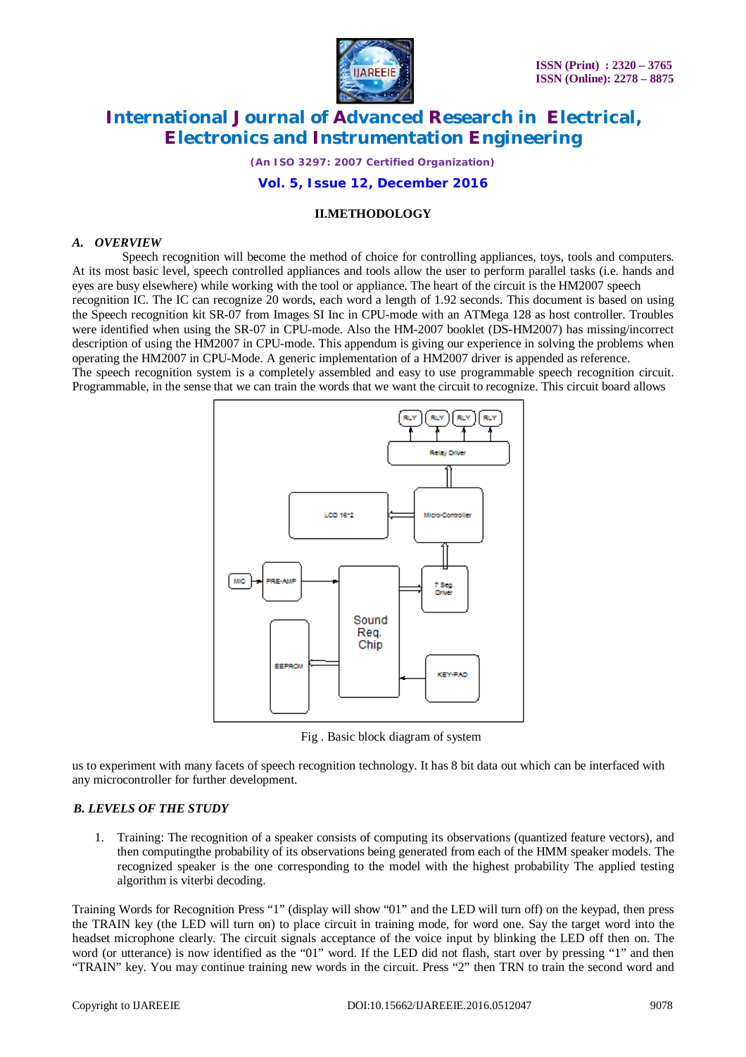## II.METHODOLOGY

### *A. OVERVIEW*

Speech recognition will become the method of choice for controlling appliances, toys, tools and computers. At its most basic level, speech controlled appliances and tools allow the user to perform parallel tasks (i.e. hands and eyes are busy elsewhere) while working with the tool or appliance. The heart of the circuit is the HM2007 speech recognition IC. The IC can recognize 20 words, each word a length of 1.92 seconds. This document is based on using the Speech recognition kit SR-07 from Images SI Inc in CPU-mode with an ATMega 128 as host controller. Troubles were identified when using the SR-07 in CPU-mode. Also the HM-2007 booklet (DS-HM2007) has missing/incorrect description of using the HM2007 in CPU-mode. This appendum is giving our experience in solving the problems when operating the HM2007 in CPU-Mode. A generic implementation of a HM2007 driver is appended as reference.
The speech recognition system is a completely assembled and easy to use programmable speech recognition circuit. Programmable, in the sense that we can train the words that we want the circuit to recognize. This circuit board allows us to experiment with many facets of speech recognition technology. It has 8 bit data out which can be interfaced with any microcontroller for further development.

Fig . Basic block diagram of system

### *B. LEVELS OF THE STUDY*

1. Training: The recognition of a speaker consists of computing its observations (quantized feature vectors), and then computingthe probability of its observations being generated from each of the HMM speaker models. The recognized speaker is the one corresponding to the model with the highest probability The applied testing algorithm is viterbi decoding.

Training Words for Recognition Press “1” (display will show “01” and the LED will turn off) on the keypad, then press the TRAIN key (the LED will turn on) to place circuit in training mode, for word one. Say the target word into the headset microphone clearly. The circuit signals acceptance of the voice input by blinking the LED off then on. The word (or utterance) is now identified as the “01” word. If the LED did not flash, start over by pressing “1” and then “TRAIN” key. You may continue training new words in the circuit. Press “2” then TRN to train the second word and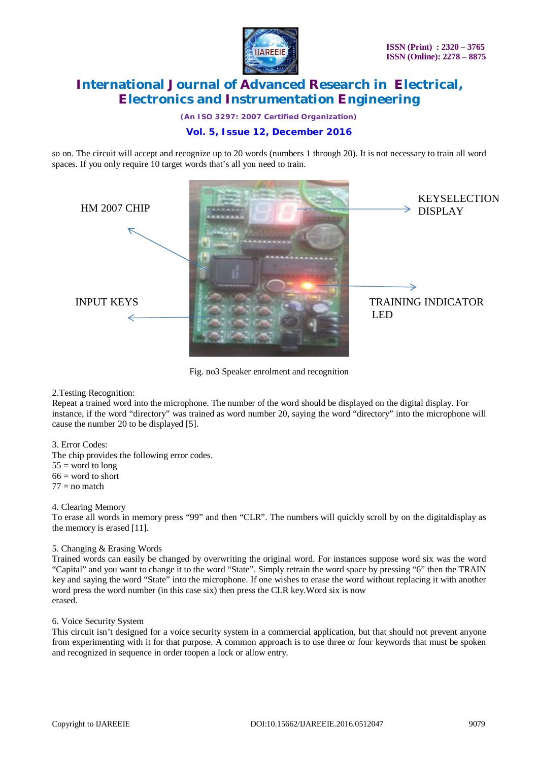so on. The circuit will accept and recognize up to 20 words (numbers 1 through 20). It is not necessary to train all word spaces. If you only require 10 target words that's all you need to train.

HM 2007 CHIP

KEYSELECTION DISPLAY

INPUT KEYS

TRAINING INDICATOR LED

Fig. no3 Speaker enrolment and recognition

2.Testing Recognition:

Repeat a trained word into the microphone. The number of the word should be displayed on the digital display. For instance, if the word "directory" was trained as word number 20, saying the word "directory" into the microphone will cause the number 20 to be displayed [5].

3. Error Codes:

The chip provides the following error codes.

55 = word to long

66 = word to short

77 = no match

4. Clearing Memory

To erase all words in memory press "99" and then "CLR". The numbers will quickly scroll by on the digitaldisplay as the memory is erased [11].

5. Changing & Erasing Words

Trained words can easily be changed by overwriting the original word. For instances suppose word six was the word "Capital" and you want to change it to the word "State". Simply retrain the word space by pressing "6" then the TRAIN key and saying the word "State" into the microphone. If one wishes to erase the word without replacing it with another word press the word number (in this case six) then press the CLR key.Word six is now erased.

6. Voice Security System

This circuit isn't designed for a voice security system in a commercial application, but that should not prevent anyone from experimenting with it for that purpose. A common approach is to use three or four keywords that must be spoken and recognized in sequence in order toopen a lock or allow entry.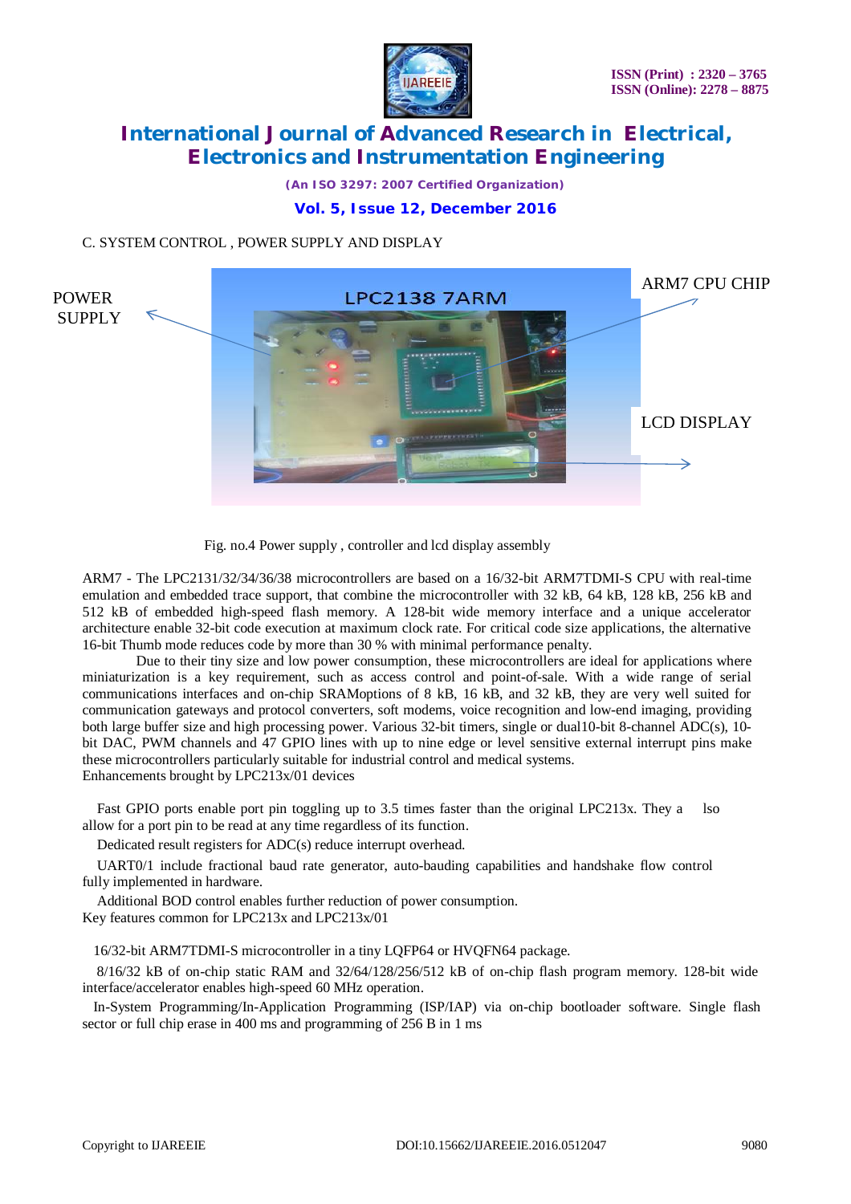C. SYSTEM CONTROL , POWER SUPPLY AND DISPLAY

POWER SUPPLY

ARM7 CPU CHIP

LCD DISPLAY

Fig. no.4 Power supply , controller and lcd display assembly

ARM7 - The LPC2131/32/34/36/38 microcontrollers are based on a 16/32-bit ARM7TDMI-S CPU with real-time emulation and embedded trace support, that combine the microcontroller with 32 kB, 64 kB, 128 kB, 256 kB and 512 kB of embedded high-speed flash memory. A 128-bit wide memory interface and a unique accelerator architecture enable 32-bit code execution at maximum clock rate. For critical code size applications, the alternative 16-bit Thumb mode reduces code by more than 30 % with minimal performance penalty.

Due to their tiny size and low power consumption, these microcontrollers are ideal for applications where miniaturization is a key requirement, such as access control and point-of-sale. With a wide range of serial communications interfaces and on-chip SRAMoptions of 8 kB, 16 kB, and 32 kB, they are very well suited for communication gateways and protocol converters, soft modems, voice recognition and low-end imaging, providing both large buffer size and high processing power. Various 32-bit timers, single or dual10-bit 8-channel ADC(s), 10-bit DAC, PWM channels and 47 GPIO lines with up to nine edge or level sensitive external interrupt pins make these microcontrollers particularly suitable for industrial control and medical systems.

Enhancements brought by LPC213x/01 devices

Fast GPIO ports enable port pin toggling up to 3.5 times faster than the original LPC213x. They a lso allow for a port pin to be read at any time regardless of its function.

Dedicated result registers for ADC(s) reduce interrupt overhead.

UART0/1 include fractional baud rate generator, auto-bauding capabilities and handshake flow control fully implemented in hardware.

Additional BOD control enables further reduction of power consumption.

Key features common for LPC213x and LPC213x/01

16/32-bit ARM7TDMI-S microcontroller in a tiny LQFP64 or HVQFN64 package.

8/16/32 kB of on-chip static RAM and 32/64/128/256/512 kB of on-chip flash program memory. 128-bit wide interface/accelerator enables high-speed 60 MHz operation.

In-System Programming/In-Application Programming (ISP/IAP) via on-chip bootloader software. Single flash sector or full chip erase in 400 ms and programming of 256 B in 1 ms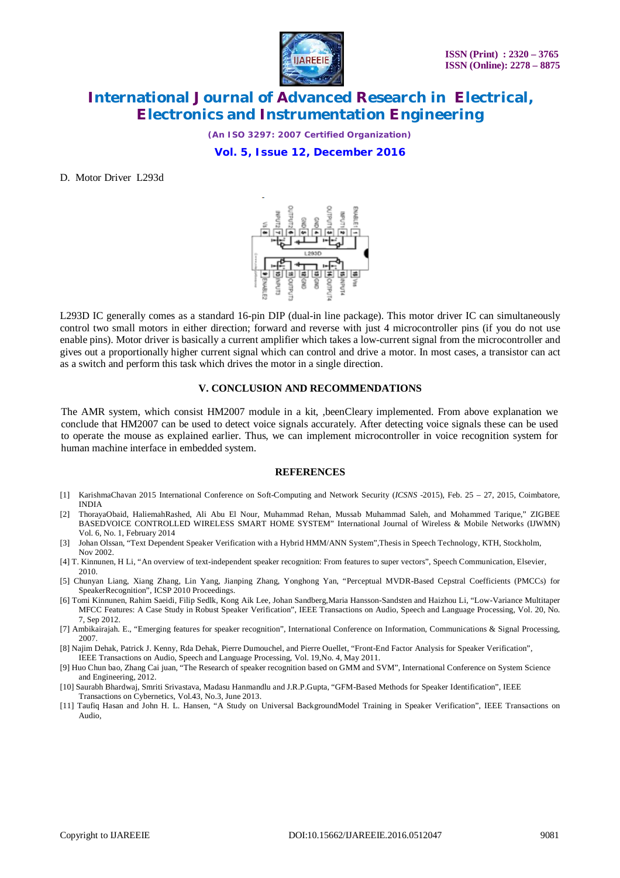D. Motor Driver L293d

L293D IC generally comes as a standard 16-pin DIP (dual-in line package). This motor driver IC can simultaneously control two small motors in either direction; forward and reverse with just 4 microcontroller pins (if you do not use enable pins). Motor driver is basically a current amplifier which takes a low-current signal from the microcontroller and gives out a proportionally higher current signal which can control and drive a motor. In most cases, a transistor can act as a switch and perform this task which drives the motor in a single direction.

## V. CONCLUSION AND RECOMMENDATIONS

The AMR system, which consist HM2007 module in a kit, ,beenCleary implemented. From above explanation we conclude that HM2007 can be used to detect voice signals accurately. After detecting voice signals these can be used to operate the mouse as explained earlier. Thus, we can implement microcontroller in voice recognition system for human machine interface in embedded system.

## REFERENCES

[1] KarishmaChavan 2015 International Conference on Soft-Computing and Network Security (*ICSNS* -2015), Feb. 25 – 27, 2015, Coimbatore, INDIA

[2] ThorayaObaid, HaliemahRashed, Ali Abu El Nour, Muhammad Rehan, Mussab Muhammad Saleh, and Mohammed Tarique," ZIGBEE BASEDVOICE CONTROLLED WIRELESS SMART HOME SYSTEM" International Journal of Wireless & Mobile Networks (IJWMN) Vol. 6, No. 1, February 2014

[3] Johan Olssan, "Text Dependent Speaker Verification with a Hybrid HMM/ANN System",Thesis in Speech Technology, KTH, Stockholm, Nov 2002.

[4] T. Kinnunen, H Li, "An overview of text-independent speaker recognition: From features to super vectors", Speech Communication, Elsevier, 2010.

[5] Chunyan Liang, Xiang Zhang, Lin Yang, Jianping Zhang, Yonghong Yan, "Perceptual MVDR-Based Cepstral Coefficients (PMCCs) for SpeakerRecognition", ICSP 2010 Proceedings.

[6] Tomi Kinnunen, Rahim Saeidi, Filip Sedlk, Kong Aik Lee, Johan Sandberg,Maria Hansson-Sandsten and Haizhou Li, "Low-Variance Multitaper MFCC Features: A Case Study in Robust Speaker Verification", IEEE Transactions on Audio, Speech and Language Processing, Vol. 20, No. 7, Sep 2012.

[7] Ambikairajah. E., "Emerging features for speaker recognition", International Conference on Information, Communications & Signal Processing, 2007.

[8] Najim Dehak, Patrick J. Kenny, Rda Dehak, Pierre Dumouchel, and Pierre Ouellet, "Front-End Factor Analysis for Speaker Verification", IEEE Transactions on Audio, Speech and Language Processing, Vol. 19,No. 4, May 2011.

[9] Huo Chun bao, Zhang Cai juan, "The Research of speaker recognition based on GMM and SVM", International Conference on System Science and Engineering, 2012.

[10] Saurabh Bhardwaj, Smriti Srivastava, Madasu Hanmandlu and J.R.P.Gupta, "GFM-Based Methods for Speaker Identification", IEEE Transactions on Cybernetics, Vol.43, No.3, June 2013.

[11] Taufiq Hasan and John H. L. Hansen, "A Study on Universal BackgroundModel Training in Speaker Verification", IEEE Transactions on Audio,